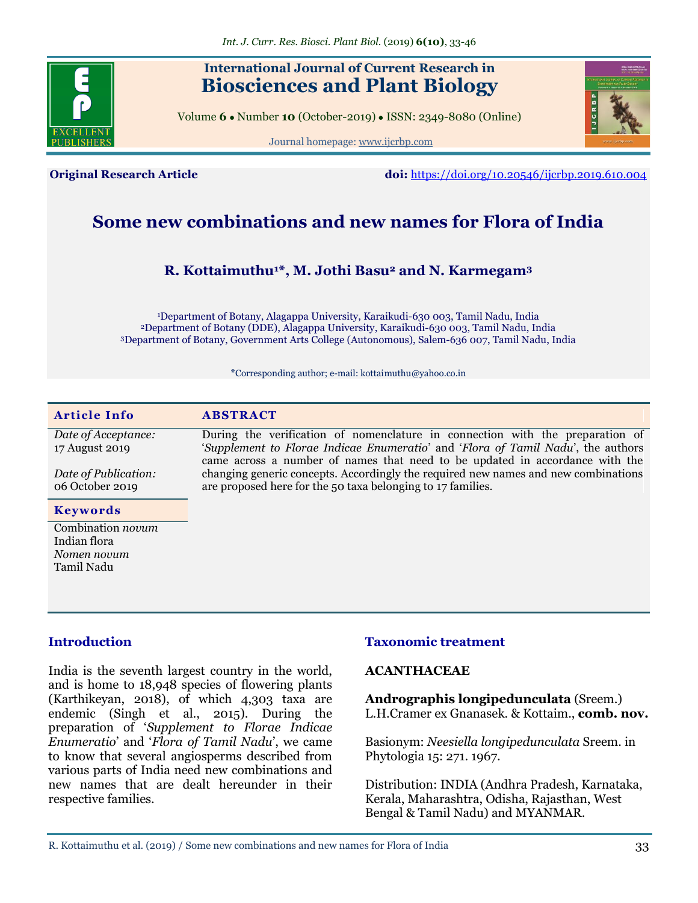# Some new combinations and new names for Flora of India

**R. Kottaimuthu[1]*, M. Jothi Basu[2] and N. Karmegam[3]**

[1]Department of Botany, Alagappa University, Karaikudi-630 003, Tamil Nadu, India
[2]Department of Botany (DDE), Alagappa University, Karaikudi-630 003, Tamil Nadu, India
[3]Department of Botany, Government Arts College (Autonomous), Salem-636 007, Tamil Nadu, India

*Corresponding author; e-mail: kottaimuthu@yahoo.co.in

**Original Research Article**

**doi:** https://doi.org/10.20546/ijcrbp.2019.610.004

## Article Info

*Date of Acceptance:* 17 August 2019

*Date of Publication:* 06 October 2019

### Keywords

Combination *novum*
Indian flora
*Nomen novum*
Tamil Nadu

## ABSTRACT

During the verification of nomenclature in connection with the preparation of '*Supplement to Florae Indicae Enumeratio*' and '*Flora of Tamil Nadu*', the authors came across a number of names that need to be updated in accordance with the changing generic concepts. Accordingly the required new names and new combinations are proposed here for the 50 taxa belonging to 17 families.

## Introduction

India is the seventh largest country in the world, and is home to 18,948 species of flowering plants (Karthikeyan, 2018), of which 4,303 taxa are endemic (Singh et al., 2015). During the preparation of '*Supplement to Florae Indicae Enumeratio*' and '*Flora of Tamil Nadu*', we came to know that several angiosperms described from various parts of India need new combinations and new names that are dealt hereunder in their respective families.

## Taxonomic treatment

### ACANTHACEAE

**Andrographis longipedunculata** (Sreem.) L.H.Cramer ex Gnanasek. & Kottaim., **comb. nov.**

Basionym: *Neesiella longipedunculata* Sreem. in Phytologia 15: 271. 1967.

Distribution: INDIA (Andhra Pradesh, Karnataka, Kerala, Maharashtra, Odisha, Rajasthan, West Bengal & Tamil Nadu) and MYANMAR.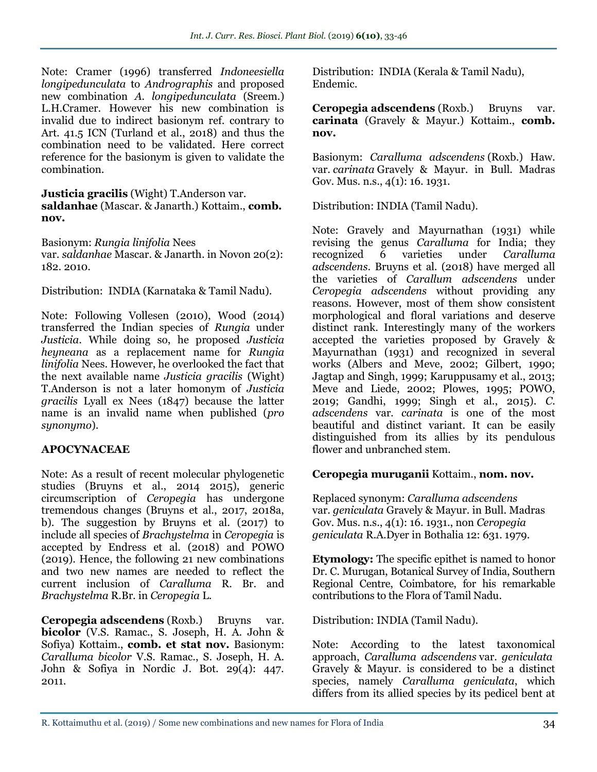Note: Cramer (1996) transferred *Indoneesiella longipedunculata* to *Andrographis* and proposed new combination *A. longipedunculata* (Sreem.) L.H.Cramer. However his new combination is invalid due to indirect basionym ref. contrary to Art. 41.5 ICN (Turland et al., 2018) and thus the combination need to be validated. Here correct reference for the basionym is given to validate the combination.

**Justicia gracilis** (Wight) T.Anderson var. **saldanhae** (Mascar. & Janarth.) Kottaim., **comb. nov.**

Basionym: *Rungia linifolia* Nees var. *saldanhae* Mascar. & Janarth. in Novon 20(2): 182. 2010.

Distribution: INDIA (Karnataka & Tamil Nadu).

Note: Following Vollesen (2010), Wood (2014) transferred the Indian species of *Rungia* under *Justicia*. While doing so, he proposed *Justicia heyneana* as a replacement name for *Rungia linifolia* Nees. However, he overlooked the fact that the next available name *Justicia gracilis* (Wight) T.Anderson is not a later homonym of *Justicia gracilis* Lyall ex Nees (1847) because the latter name is an invalid name when published (*pro synonymo*).

## APOCYNACEAE

Note: As a result of recent molecular phylogenetic studies (Bruyns et al., 2014 2015), generic circumscription of *Ceropegia* has undergone tremendous changes (Bruyns et al., 2017, 2018a, b). The suggestion by Bruyns et al. (2017) to include all species of *Brachystelma* in *Ceropegia* is accepted by Endress et al. (2018) and POWO (2019). Hence, the following 21 new combinations and two new names are needed to reflect the current inclusion of *Caralluma* R. Br. and *Brachystelma* R.Br. in *Ceropegia* L.

**Ceropegia adscendens** (Roxb.) Bruyns var. **bicolor** (V.S. Ramac., S. Joseph, H. A. John & Sofiya) Kottaim., **comb. et stat nov.** Basionym: *Caralluma bicolor* V.S. Ramac., S. Joseph, H. A. John & Sofiya in Nordic J. Bot. 29(4): 447. 2011.

Distribution: INDIA (Kerala & Tamil Nadu), Endemic.

**Ceropegia adscendens** (Roxb.) Bruyns var. **carinata** (Gravely & Mayur.) Kottaim., **comb. nov.**

Basionym: *Caralluma adscendens* (Roxb.) Haw. var. *carinata* Gravely & Mayur. in Bull. Madras Gov. Mus. n.s., 4(1): 16. 1931.

Distribution: INDIA (Tamil Nadu).

Note: Gravely and Mayurnathan (1931) while revising the genus *Caralluma* for India; they recognized 6 varieties under *Caralluma adscendens*. Bruyns et al. (2018) have merged all the varieties of *Carallum adscendens* under *Ceropegia adscendens* without providing any reasons. However, most of them show consistent morphological and floral variations and deserve distinct rank. Interestingly many of the workers accepted the varieties proposed by Gravely & Mayurnathan (1931) and recognized in several works (Albers and Meve, 2002; Gilbert, 1990; Jagtap and Singh, 1999; Karuppusamy et al., 2013; Meve and Liede, 2002; Plowes, 1995; POWO, 2019; Gandhi, 1999; Singh et al., 2015). *C. adscendens* var. *carinata* is one of the most beautiful and distinct variant. It can be easily distinguished from its allies by its pendulous flower and unbranched stem.

**Ceropegia muruganii** Kottaim., **nom. nov.**

Replaced synonym: *Caralluma adscendens* var. *geniculata* Gravely & Mayur. in Bull. Madras Gov. Mus. n.s., 4(1): 16. 1931., non *Ceropegia geniculata* R.A.Dyer in Bothalia 12: 631. 1979.

**Etymology:** The specific epithet is named to honor Dr. C. Murugan, Botanical Survey of India, Southern Regional Centre, Coimbatore, for his remarkable contributions to the Flora of Tamil Nadu.

Distribution: INDIA (Tamil Nadu).

Note: According to the latest taxonomical approach, *Caralluma adscendens* var. *geniculata* Gravely & Mayur. is considered to be a distinct species, namely *Caralluma geniculata*, which differs from its allied species by its pedicel bent at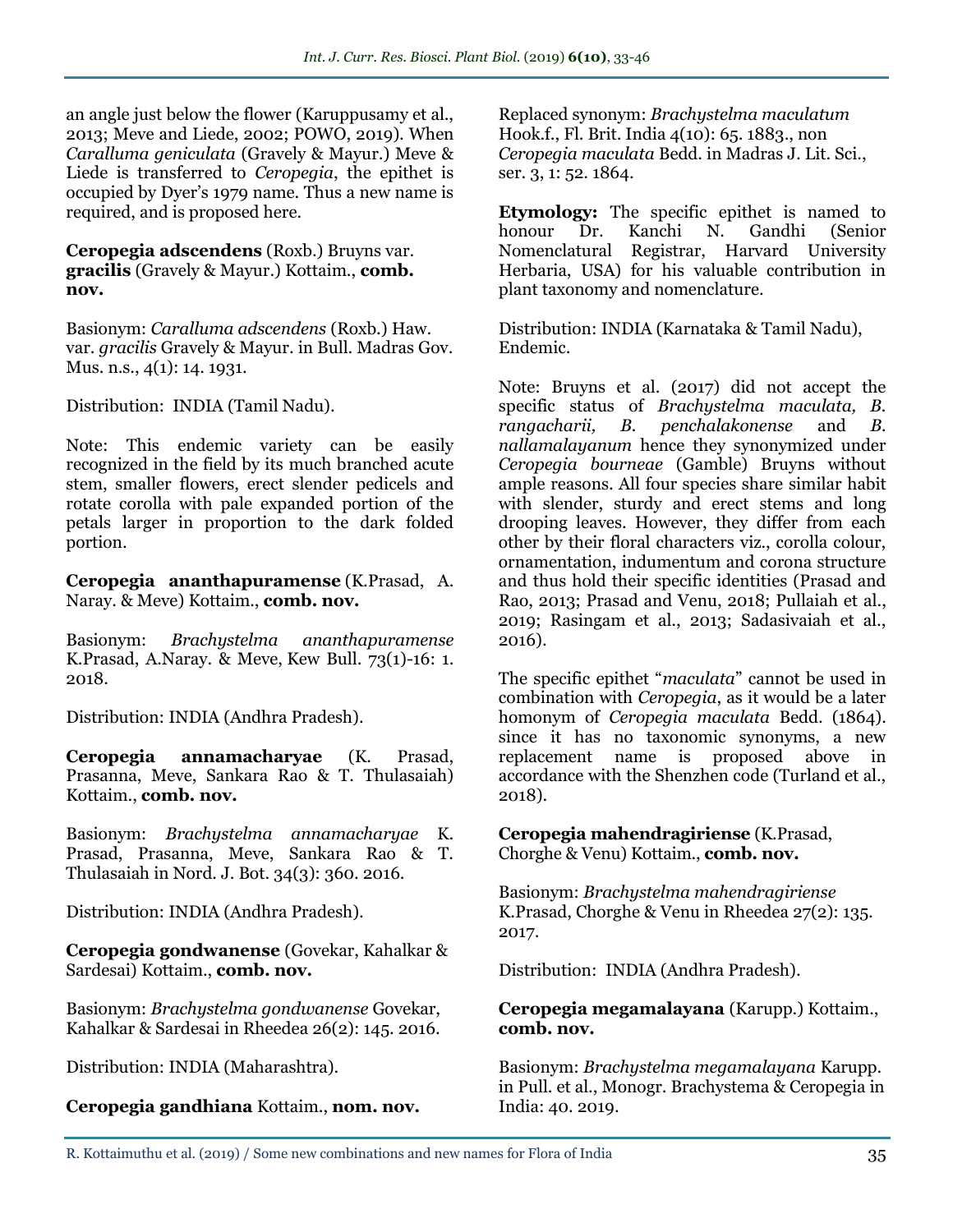an angle just below the flower (Karuppusamy et al., 2013; Meve and Liede, 2002; POWO, 2019). When *Caralluma geniculata* (Gravely & Mayur.) Meve & Liede is transferred to *Ceropegia*, the epithet is occupied by Dyer's 1979 name. Thus a new name is required, and is proposed here.

**Ceropegia adscendens** (Roxb.) Bruyns var. **gracilis** (Gravely & Mayur.) Kottaim., **comb. nov.**

Basionym: *Caralluma adscendens* (Roxb.) Haw. var. *gracilis* Gravely & Mayur. in Bull. Madras Gov. Mus. n.s., 4(1): 14. 1931.

Distribution: INDIA (Tamil Nadu).

Note: This endemic variety can be easily recognized in the field by its much branched acute stem, smaller flowers, erect slender pedicels and rotate corolla with pale expanded portion of the petals larger in proportion to the dark folded portion.

**Ceropegia ananthapuramense** (K.Prasad, A. Naray. & Meve) Kottaim., **comb. nov.**

Basionym: *Brachystelma ananthapuramense* K.Prasad, A.Naray. & Meve, Kew Bull. 73(1)-16: 1. 2018.

Distribution: INDIA (Andhra Pradesh).

**Ceropegia annamacharyae** (K. Prasad, Prasanna, Meve, Sankara Rao & T. Thulasaiah) Kottaim., **comb. nov.**

Basionym: *Brachystelma annamacharyae* K. Prasad, Prasanna, Meve, Sankara Rao & T. Thulasaiah in Nord. J. Bot. 34(3): 360. 2016.

Distribution: INDIA (Andhra Pradesh).

**Ceropegia gondwanense** (Govekar, Kahalkar & Sardesai) Kottaim., **comb. nov.**

Basionym: *Brachystelma gondwanense* Govekar, Kahalkar & Sardesai in Rheedea 26(2): 145. 2016.

Distribution: INDIA (Maharashtra).

**Ceropegia gandhiana** Kottaim., **nom. nov.**

Replaced synonym: *Brachystelma maculatum* Hook.f., Fl. Brit. India 4(10): 65. 1883., non *Ceropegia maculata* Bedd. in Madras J. Lit. Sci., ser. 3, 1: 52. 1864.

**Etymology:** The specific epithet is named to honour Dr. Kanchi N. Gandhi (Senior Nomenclatural Registrar, Harvard University Herbaria, USA) for his valuable contribution in plant taxonomy and nomenclature.

Distribution: INDIA (Karnataka & Tamil Nadu), Endemic.

Note: Bruyns et al. (2017) did not accept the specific status of *Brachystelma maculata, B. rangacharii, B. penchalakonense* and *B. nallamalayanum* hence they synonymized under *Ceropegia bourneae* (Gamble) Bruyns without ample reasons. All four species share similar habit with slender, sturdy and erect stems and long drooping leaves. However, they differ from each other by their floral characters viz., corolla colour, ornamentation, indumentum and corona structure and thus hold their specific identities (Prasad and Rao, 2013; Prasad and Venu, 2018; Pullaiah et al., 2019; Rasingam et al., 2013; Sadasivaiah et al., 2016).

The specific epithet "*maculata*" cannot be used in combination with *Ceropegia*, as it would be a later homonym of *Ceropegia maculata* Bedd. (1864). since it has no taxonomic synonyms, a new replacement name is proposed above in accordance with the Shenzhen code (Turland et al., 2018).

**Ceropegia mahendragiriense** (K.Prasad, Chorghe & Venu) Kottaim., **comb. nov.**

Basionym: *Brachystelma mahendragiriense* K.Prasad, Chorghe & Venu in Rheedea 27(2): 135. 2017.

Distribution: INDIA (Andhra Pradesh).

**Ceropegia megamalayana** (Karupp.) Kottaim., **comb. nov.**

Basionym: *Brachystelma megamalayana* Karupp. in Pull. et al., Monogr. Brachystema & Ceropegia in India: 40. 2019.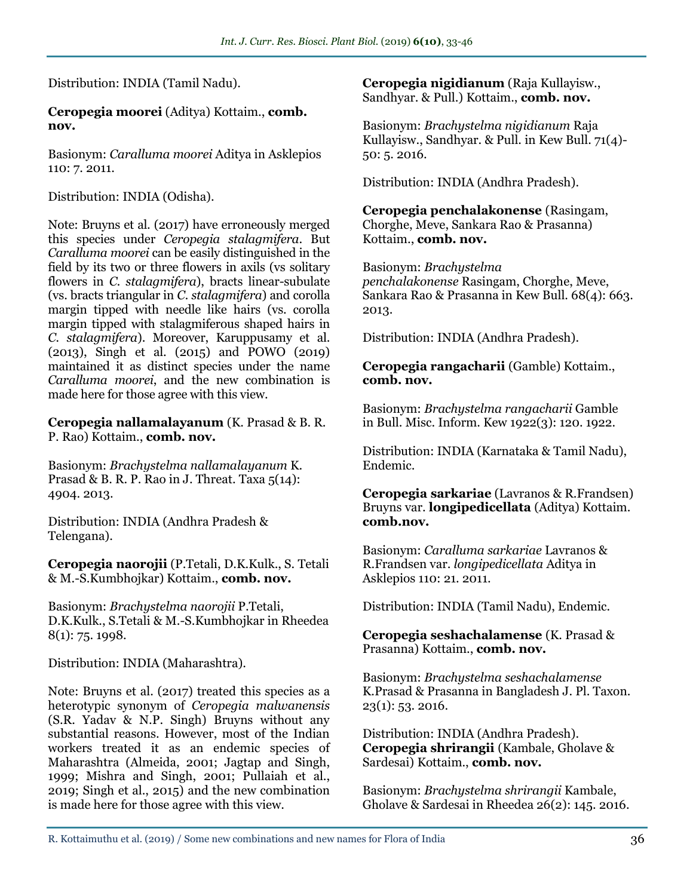Distribution: INDIA (Tamil Nadu).

**Ceropegia moorei** (Aditya) Kottaim., **comb. nov.**

Basionym: *Caralluma moorei* Aditya in Asklepios 110: 7. 2011.

Distribution: INDIA (Odisha).

Note: Bruyns et al. (2017) have erroneously merged this species under *Ceropegia stalagmifera*. But *Caralluma moorei* can be easily distinguished in the field by its two or three flowers in axils (vs solitary flowers in *C. stalagmifera*), bracts linear-subulate (vs. bracts triangular in *C. stalagmifera*) and corolla margin tipped with needle like hairs (vs. corolla margin tipped with stalagmiferous shaped hairs in *C. stalagmifera*). Moreover, Karuppusamy et al. (2013), Singh et al. (2015) and POWO (2019) maintained it as distinct species under the name *Caralluma moorei*, and the new combination is made here for those agree with this view.

**Ceropegia nallamalayanum** (K. Prasad & B. R. P. Rao) Kottaim., **comb. nov.**

Basionym: *Brachystelma nallamalayanum* K. Prasad & B. R. P. Rao in J. Threat. Taxa 5(14): 4904. 2013.

Distribution: INDIA (Andhra Pradesh & Telengana).

**Ceropegia naorojii** (P.Tetali, D.K.Kulk., S. Tetali & M.-S.Kumbhojkar) Kottaim., **comb. nov.**

Basionym: *Brachystelma naorojii* P.Tetali, D.K.Kulk., S.Tetali & M.-S.Kumbhojkar in Rheedea 8(1): 75. 1998.

Distribution: INDIA (Maharashtra).

Note: Bruyns et al. (2017) treated this species as a heterotypic synonym of *Ceropegia malwanensis* (S.R. Yadav & N.P. Singh) Bruyns without any substantial reasons. However, most of the Indian workers treated it as an endemic species of Maharashtra (Almeida, 2001; Jagtap and Singh, 1999; Mishra and Singh, 2001; Pullaiah et al., 2019; Singh et al., 2015) and the new combination is made here for those agree with this view.

**Ceropegia nigidianum** (Raja Kullayisw., Sandhyar. & Pull.) Kottaim., **comb. nov.**

Basionym: *Brachystelma nigidianum* Raja Kullayisw., Sandhyar. & Pull. in Kew Bull. 71(4)-50: 5. 2016.

Distribution: INDIA (Andhra Pradesh).

**Ceropegia penchalakonense** (Rasingam, Chorghe, Meve, Sankara Rao & Prasanna) Kottaim., **comb. nov.**

Basionym: *Brachystelma penchalakonense* Rasingam, Chorghe, Meve, Sankara Rao & Prasanna in Kew Bull. 68(4): 663. 2013.

Distribution: INDIA (Andhra Pradesh).

**Ceropegia rangacharii** (Gamble) Kottaim., **comb. nov.**

Basionym: *Brachystelma rangacharii* Gamble in Bull. Misc. Inform. Kew 1922(3): 120. 1922.

Distribution: INDIA (Karnataka & Tamil Nadu), Endemic.

**Ceropegia sarkariae** (Lavranos & R.Frandsen) Bruyns var. **longipedicellata** (Aditya) Kottaim. **comb.nov.**

Basionym: *Caralluma sarkariae* Lavranos & R.Frandsen var. *longipedicellata* Aditya in Asklepios 110: 21. 2011.

Distribution: INDIA (Tamil Nadu), Endemic.

**Ceropegia seshachalamense** (K. Prasad & Prasanna) Kottaim., **comb. nov.**

Basionym: *Brachystelma seshachalamense* K.Prasad & Prasanna in Bangladesh J. Pl. Taxon. 23(1): 53. 2016.

Distribution: INDIA (Andhra Pradesh).

**Ceropegia shrirangii** (Kambale, Gholave & Sardesai) Kottaim., **comb. nov.**

Basionym: *Brachystelma shrirangii* Kambale, Gholave & Sardesai in Rheedea 26(2): 145. 2016.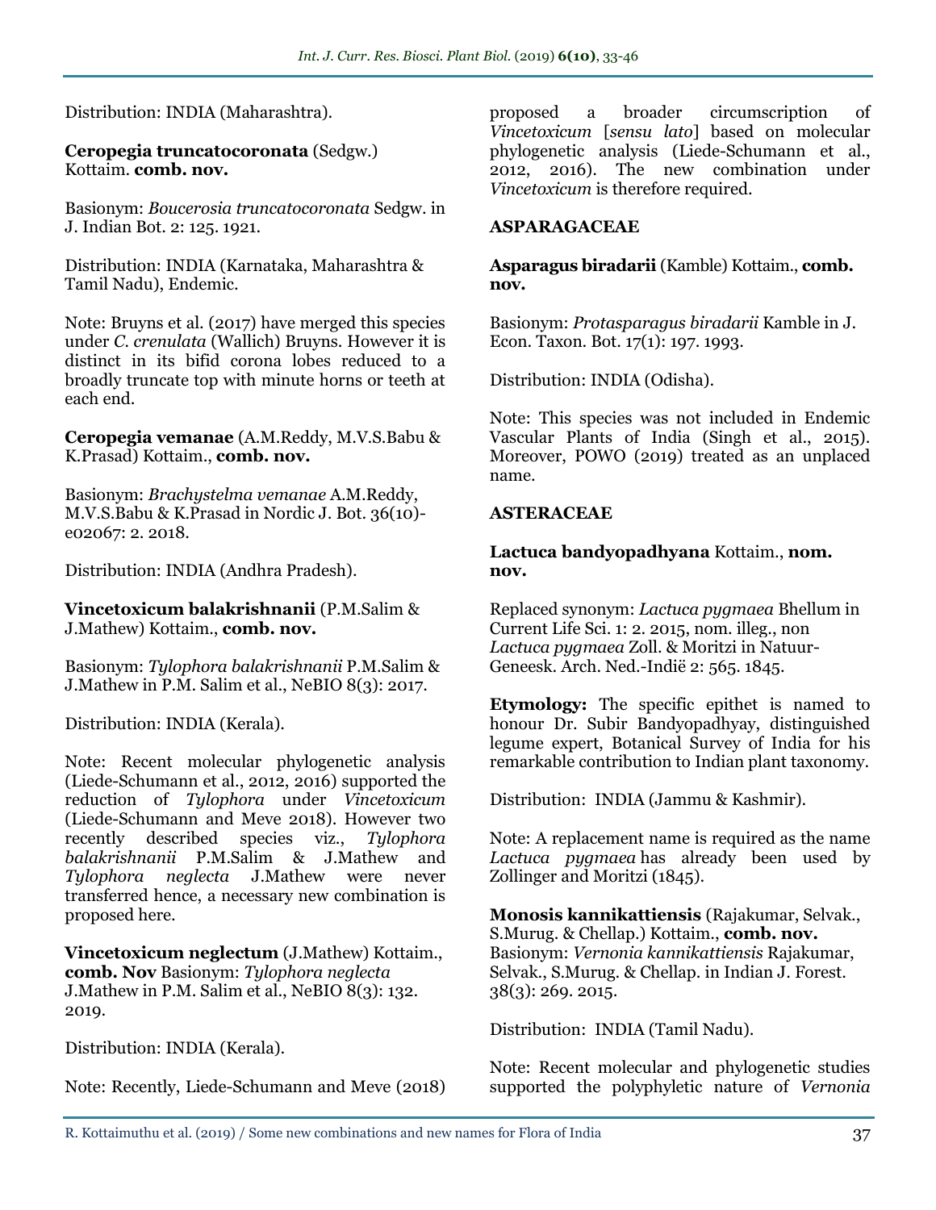Distribution: INDIA (Maharashtra).

**Ceropegia truncatocoronata** (Sedgw.) Kottaim. **comb. nov.**

Basionym: *Boucerosia truncatocoronata* Sedgw. in J. Indian Bot. 2: 125. 1921.

Distribution: INDIA (Karnataka, Maharashtra & Tamil Nadu), Endemic.

Note: Bruyns et al. (2017) have merged this species under *C. crenulata* (Wallich) Bruyns. However it is distinct in its bifid corona lobes reduced to a broadly truncate top with minute horns or teeth at each end.

**Ceropegia vemanae** (A.M.Reddy, M.V.S.Babu & K.Prasad) Kottaim., **comb. nov.**

Basionym: *Brachystelma vemanae* A.M.Reddy, M.V.S.Babu & K.Prasad in Nordic J. Bot. 36(10)-e02067: 2. 2018.

Distribution: INDIA (Andhra Pradesh).

**Vincetoxicum balakrishnanii** (P.M.Salim & J.Mathew) Kottaim., **comb. nov.**

Basionym: *Tylophora balakrishnanii* P.M.Salim & J.Mathew in P.M. Salim et al., NeBIO 8(3): 2017.

Distribution: INDIA (Kerala).

Note: Recent molecular phylogenetic analysis (Liede-Schumann et al., 2012, 2016) supported the reduction of *Tylophora* under *Vincetoxicum* (Liede-Schumann and Meve 2018). However two recently described species viz., *Tylophora balakrishnanii* P.M.Salim & J.Mathew and *Tylophora neglecta* J.Mathew were never transferred hence, a necessary new combination is proposed here.

**Vincetoxicum neglectum** (J.Mathew) Kottaim., **comb. Nov** Basionym: *Tylophora neglecta* J.Mathew in P.M. Salim et al., NeBIO 8(3): 132. 2019.

Distribution: INDIA (Kerala).

Note: Recently, Liede-Schumann and Meve (2018) proposed a broader circumscription of *Vincetoxicum* [*sensu lato*] based on molecular phylogenetic analysis (Liede-Schumann et al., 2012, 2016). The new combination under *Vincetoxicum* is therefore required.

## ASPARAGACEAE

**Asparagus biradarii** (Kamble) Kottaim., **comb. nov.**

Basionym: *Protasparagus biradarii* Kamble in J. Econ. Taxon. Bot. 17(1): 197. 1993.

Distribution: INDIA (Odisha).

Note: This species was not included in Endemic Vascular Plants of India (Singh et al., 2015). Moreover, POWO (2019) treated as an unplaced name.

## ASTERACEAE

**Lactuca bandyopadhyana** Kottaim., **nom. nov.**

Replaced synonym: *Lactuca pygmaea* Bhellum in Current Life Sci. 1: 2. 2015, nom. illeg., non *Lactuca pygmaea* Zoll. & Moritzi in Natuur-Geneesk. Arch. Ned.-Indië 2: 565. 1845.

**Etymology:** The specific epithet is named to honour Dr. Subir Bandyopadhyay, distinguished legume expert, Botanical Survey of India for his remarkable contribution to Indian plant taxonomy.

Distribution: INDIA (Jammu & Kashmir).

Note: A replacement name is required as the name *Lactuca pygmaea* has already been used by Zollinger and Moritzi (1845).

**Monosis kannikattiensis** (Rajakumar, Selvak., S.Murug. & Chellap.) Kottaim., **comb. nov.**
Basionym: *Vernonia kannikattiensis* Rajakumar, Selvak., S.Murug. & Chellap. in Indian J. Forest. 38(3): 269. 2015.

Distribution: INDIA (Tamil Nadu).

Note: Recent molecular and phylogenetic studies supported the polyphyletic nature of *Vernonia*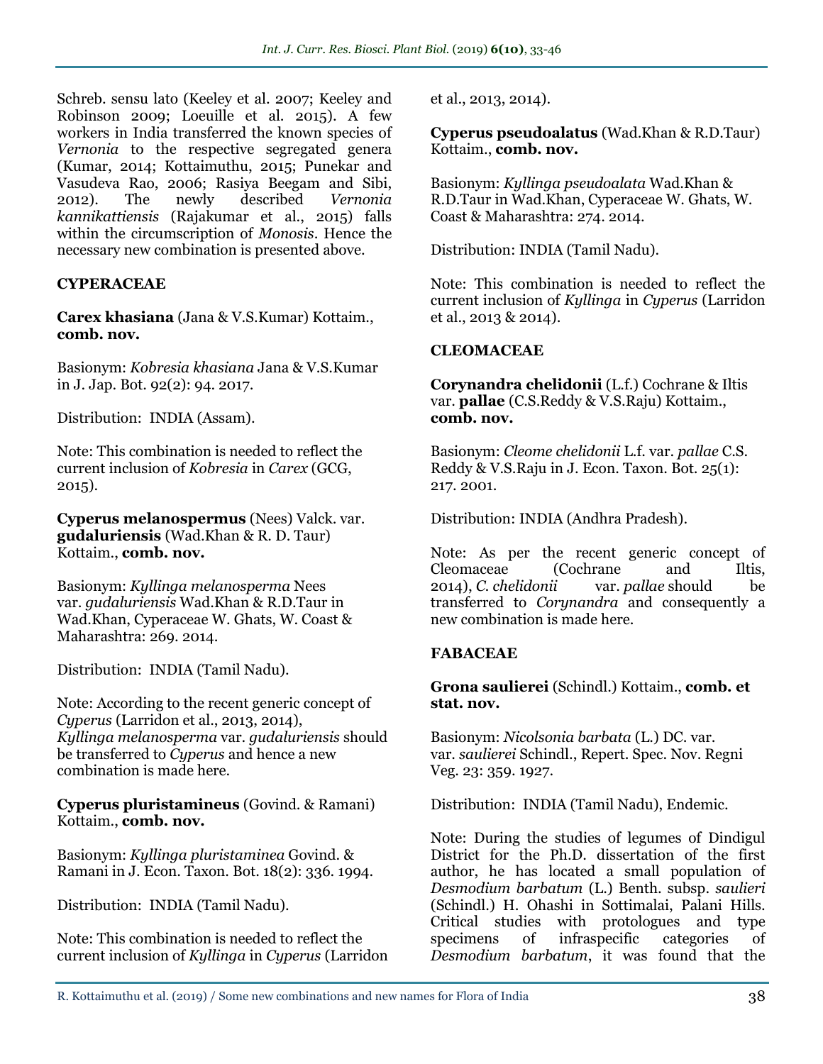Schreb. sensu lato (Keeley et al. 2007; Keeley and Robinson 2009; Loeuille et al. 2015). A few workers in India transferred the known species of *Vernonia* to the respective segregated genera (Kumar, 2014; Kottaimuthu, 2015; Punekar and Vasudeva Rao, 2006; Rasiya Beegam and Sibi, 2012). The newly described *Vernonia kannikattiensis* (Rajakumar et al., 2015) falls within the circumscription of *Monosis*. Hence the necessary new combination is presented above.

**CYPERACEAE**

**Carex khasiana** (Jana & V.S.Kumar) Kottaim., **comb. nov.**

Basionym: *Kobresia khasiana* Jana & V.S.Kumar in J. Jap. Bot. 92(2): 94. 2017.

Distribution: INDIA (Assam).

Note: This combination is needed to reflect the current inclusion of *Kobresia* in *Carex* (GCG, 2015).

**Cyperus melanospermus** (Nees) Valck. var. **gudaluriensis** (Wad.Khan & R. D. Taur) Kottaim., **comb. nov.**

Basionym: *Kyllinga melanosperma* Nees var. *gudaluriensis* Wad.Khan & R.D.Taur in Wad.Khan, Cyperaceae W. Ghats, W. Coast & Maharashtra: 269. 2014.

Distribution: INDIA (Tamil Nadu).

Note: According to the recent generic concept of *Cyperus* (Larridon et al., 2013, 2014), *Kyllinga melanosperma* var. *gudaluriensis* should be transferred to *Cyperus* and hence a new combination is made here.

**Cyperus pluristamineus** (Govind. & Ramani) Kottaim., **comb. nov.**

Basionym: *Kyllinga pluristaminea* Govind. & Ramani in J. Econ. Taxon. Bot. 18(2): 336. 1994.

Distribution: INDIA (Tamil Nadu).

Note: This combination is needed to reflect the current inclusion of *Kyllinga* in *Cyperus* (Larridon et al., 2013, 2014).

**Cyperus pseudoalatus** (Wad.Khan & R.D.Taur) Kottaim., **comb. nov.**

Basionym: *Kyllinga pseudoalata* Wad.Khan & R.D.Taur in Wad.Khan, Cyperaceae W. Ghats, W. Coast & Maharashtra: 274. 2014.

Distribution: INDIA (Tamil Nadu).

Note: This combination is needed to reflect the current inclusion of *Kyllinga* in *Cyperus* (Larridon et al., 2013 & 2014).

**CLEOMACEAE**

**Corynandra chelidonii** (L.f.) Cochrane & Iltis var. **pallae** (C.S.Reddy & V.S.Raju) Kottaim., **comb. nov.**

Basionym: *Cleome chelidonii* L.f. var. *pallae* C.S. Reddy & V.S.Raju in J. Econ. Taxon. Bot. 25(1): 217. 2001.

Distribution: INDIA (Andhra Pradesh).

Note: As per the recent generic concept of Cleomaceae (Cochrane and Iltis, 2014), *C. chelidonii* var. *pallae* should be transferred to *Corynandra* and consequently a new combination is made here.

**FABACEAE**

**Grona saulierei** (Schindl.) Kottaim., **comb. et stat. nov.**

Basionym: *Nicolsonia barbata* (L.) DC. var. var. *saulierei* Schindl., Repert. Spec. Nov. Regni Veg. 23: 359. 1927.

Distribution: INDIA (Tamil Nadu), Endemic.

Note: During the studies of legumes of Dindigul District for the Ph.D. dissertation of the first author, he has located a small population of *Desmodium barbatum* (L.) Benth. subsp. *saulieri* (Schindl.) H. Ohashi in Sottimalai, Palani Hills. Critical studies with protologues and type specimens of infraspecific categories of *Desmodium barbatum*, it was found that the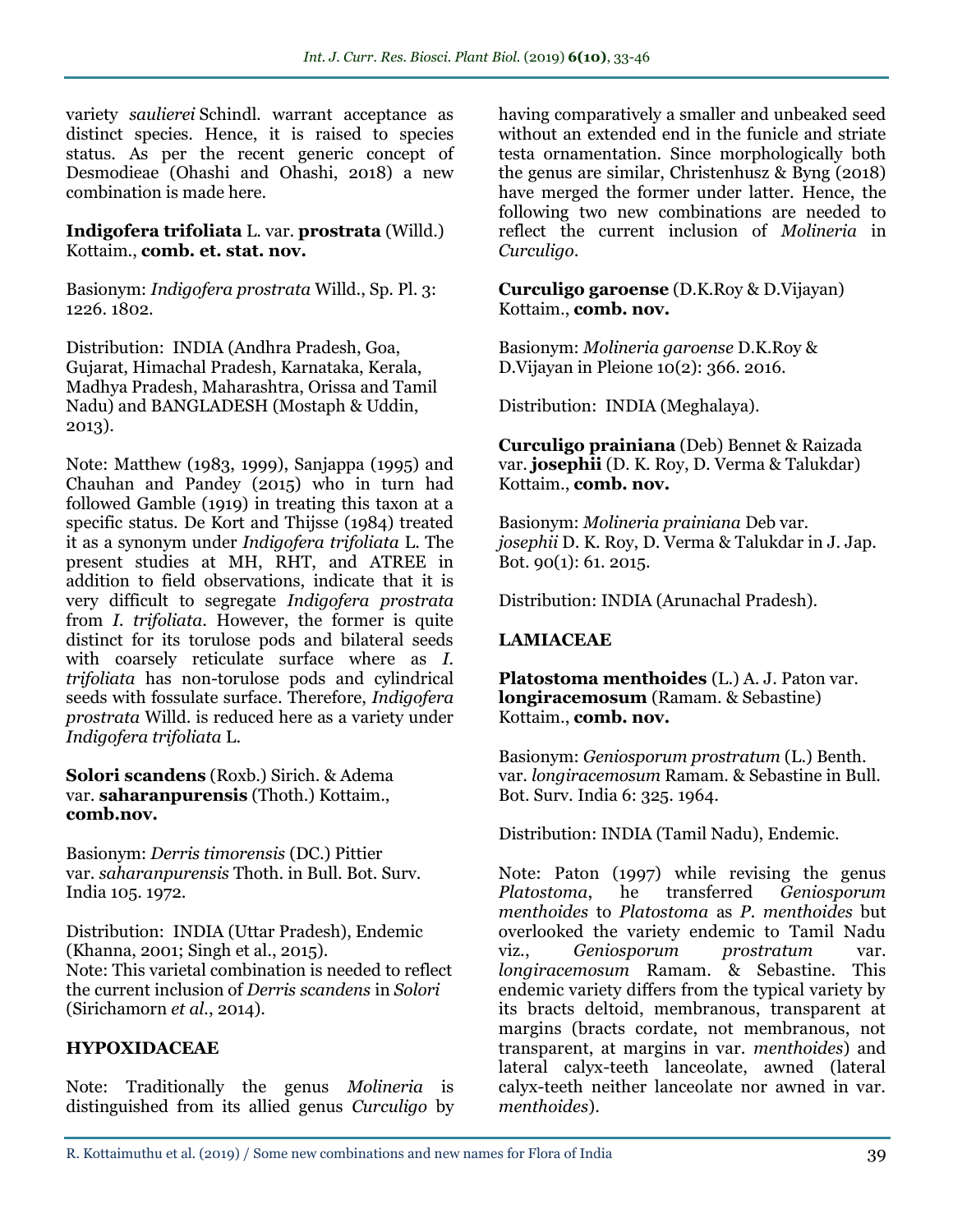variety *saulierei* Schindl. warrant acceptance as distinct species. Hence, it is raised to species status. As per the recent generic concept of Desmodieae (Ohashi and Ohashi, 2018) a new combination is made here.

**Indigofera trifoliata** L. var. **prostrata** (Willd.) Kottaim., **comb. et. stat. nov.**

Basionym: *Indigofera prostrata* Willd., Sp. Pl. 3: 1226. 1802.

Distribution: INDIA (Andhra Pradesh, Goa, Gujarat, Himachal Pradesh, Karnataka, Kerala, Madhya Pradesh, Maharashtra, Orissa and Tamil Nadu) and BANGLADESH (Mostaph & Uddin, 2013).

Note: Matthew (1983, 1999), Sanjappa (1995) and Chauhan and Pandey (2015) who in turn had followed Gamble (1919) in treating this taxon at a specific status. De Kort and Thijsse (1984) treated it as a synonym under *Indigofera trifoliata* L. The present studies at MH, RHT, and ATREE in addition to field observations, indicate that it is very difficult to segregate *Indigofera prostrata* from *I. trifoliata*. However, the former is quite distinct for its torulose pods and bilateral seeds with coarsely reticulate surface where as *I. trifoliata* has non-torulose pods and cylindrical seeds with fossulate surface. Therefore, *Indigofera prostrata* Willd. is reduced here as a variety under *Indigofera trifoliata* L.

**Solori scandens** (Roxb.) Sirich. & Adema var. **saharanpurensis** (Thoth.) Kottaim., **comb.nov.**

Basionym: *Derris timorensis* (DC.) Pittier var. *saharanpurensis* Thoth. in Bull. Bot. Surv. India 105. 1972.

Distribution: INDIA (Uttar Pradesh), Endemic (Khanna, 2001; Singh et al., 2015).
Note: This varietal combination is needed to reflect the current inclusion of *Derris scandens* in *Solori* (Sirichamorn *et al.*, 2014).

## HYPOXIDACEAE

Note: Traditionally the genus *Molineria* is distinguished from its allied genus *Curculigo* by having comparatively a smaller and unbeaked seed without an extended end in the funicle and striate testa ornamentation. Since morphologically both the genus are similar, Christenhusz & Byng (2018) have merged the former under latter. Hence, the following two new combinations are needed to reflect the current inclusion of *Molineria* in *Curculigo*.

**Curculigo garoense** (D.K.Roy & D.Vijayan) Kottaim., **comb. nov.**

Basionym: *Molineria garoense* D.K.Roy & D.Vijayan in Pleione 10(2): 366. 2016.

Distribution: INDIA (Meghalaya).

**Curculigo prainiana** (Deb) Bennet & Raizada var. **josephii** (D. K. Roy, D. Verma & Talukdar) Kottaim., **comb. nov.**

Basionym: *Molineria prainiana* Deb var. *josephii* D. K. Roy, D. Verma & Talukdar in J. Jap. Bot. 90(1): 61. 2015.

Distribution: INDIA (Arunachal Pradesh).

## LAMIACEAE

**Platostoma menthoides** (L.) A. J. Paton var. **longiracemosum** (Ramam. & Sebastine) Kottaim., **comb. nov.**

Basionym: *Geniosporum prostratum* (L.) Benth. var. *longiracemosum* Ramam. & Sebastine in Bull. Bot. Surv. India 6: 325. 1964.

Distribution: INDIA (Tamil Nadu), Endemic.

Note: Paton (1997) while revising the genus *Platostoma*, he transferred *Geniosporum menthoides* to *Platostoma* as *P. menthoides* but overlooked the variety endemic to Tamil Nadu viz., *Geniosporum prostratum* var. *longiracemosum* Ramam. & Sebastine. This endemic variety differs from the typical variety by its bracts deltoid, membranous, transparent at margins (bracts cordate, not membranous, not transparent, at margins in var. *menthoides*) and lateral calyx-teeth lanceolate, awned (lateral calyx-teeth neither lanceolate nor awned in var. *menthoides*).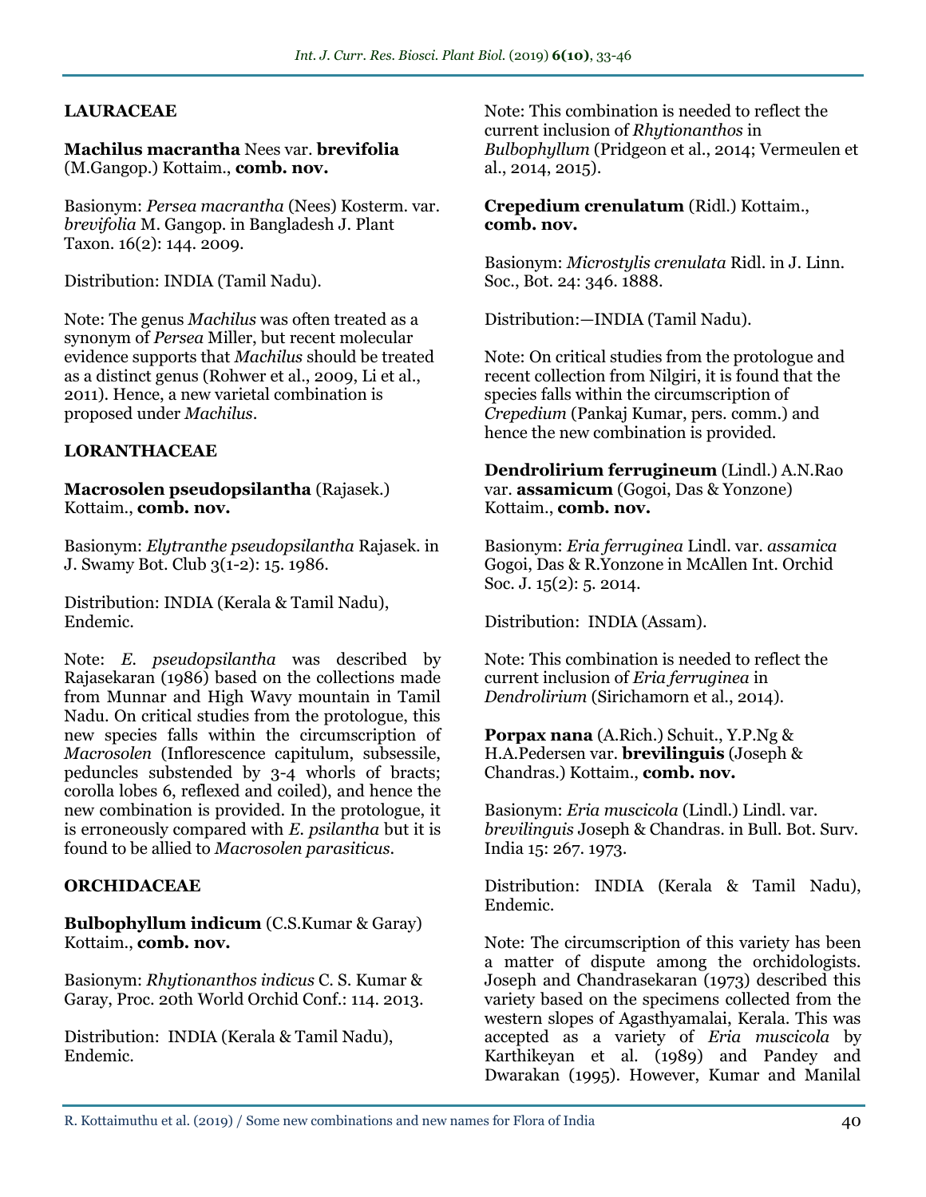**LAURACEAE**

**Machilus macrantha** Nees var. **brevifolia** (M.Gangop.) Kottaim., **comb. nov.**

Basionym: *Persea macrantha* (Nees) Kosterm. var. *brevifolia* M. Gangop. in Bangladesh J. Plant Taxon. 16(2): 144. 2009.

Distribution: INDIA (Tamil Nadu).

Note: The genus *Machilus* was often treated as a synonym of *Persea* Miller, but recent molecular evidence supports that *Machilus* should be treated as a distinct genus (Rohwer et al., 2009, Li et al., 2011). Hence, a new varietal combination is proposed under *Machilus*.

**LORANTHACEAE**

**Macrosolen pseudopsilantha** (Rajasek.) Kottaim., **comb. nov.**

Basionym: *Elytranthe pseudopsilantha* Rajasek. in J. Swamy Bot. Club 3(1-2): 15. 1986.

Distribution: INDIA (Kerala & Tamil Nadu), Endemic.

Note: *E. pseudopsilantha* was described by Rajasekaran (1986) based on the collections made from Munnar and High Wavy mountain in Tamil Nadu. On critical studies from the protologue, this new species falls within the circumscription of *Macrosolen* (Inflorescence capitulum, subsessile, peduncles substended by 3-4 whorls of bracts; corolla lobes 6, reflexed and coiled), and hence the new combination is provided. In the protologue, it is erroneously compared with *E. psilantha* but it is found to be allied to *Macrosolen parasiticus*.

**ORCHIDACEAE**

**Bulbophyllum indicum** (C.S.Kumar & Garay) Kottaim., **comb. nov.**

Basionym: *Rhytionanthos indicus* C. S. Kumar & Garay, Proc. 20th World Orchid Conf.: 114. 2013.

Distribution: INDIA (Kerala & Tamil Nadu), Endemic.

Note: This combination is needed to reflect the current inclusion of *Rhytionanthos* in *Bulbophyllum* (Pridgeon et al., 2014; Vermeulen et al., 2014, 2015).

**Crepedium crenulatum** (Ridl.) Kottaim., **comb. nov.**

Basionym: *Microstylis crenulata* Ridl. in J. Linn. Soc., Bot. 24: 346. 1888.

Distribution:—INDIA (Tamil Nadu).

Note: On critical studies from the protologue and recent collection from Nilgiri, it is found that the species falls within the circumscription of *Crepedium* (Pankaj Kumar, pers. comm.) and hence the new combination is provided.

**Dendrolirium ferrugineum** (Lindl.) A.N.Rao var. **assamicum** (Gogoi, Das & Yonzone) Kottaim., **comb. nov.**

Basionym: *Eria ferruginea* Lindl. var. *assamica* Gogoi, Das & R.Yonzone in McAllen Int. Orchid Soc. J. 15(2): 5. 2014.

Distribution: INDIA (Assam).

Note: This combination is needed to reflect the current inclusion of *Eria ferruginea* in *Dendrolirium* (Sirichamorn et al., 2014).

**Porpax nana** (A.Rich.) Schuit., Y.P.Ng & H.A.Pedersen var. **brevilinguis** (Joseph & Chandras.) Kottaim., **comb. nov.**

Basionym: *Eria muscicola* (Lindl.) Lindl. var. *brevilinguis* Joseph & Chandras. in Bull. Bot. Surv. India 15: 267. 1973.

Distribution: INDIA (Kerala & Tamil Nadu), Endemic.

Note: The circumscription of this variety has been a matter of dispute among the orchidologists. Joseph and Chandrasekaran (1973) described this variety based on the specimens collected from the western slopes of Agasthyamalai, Kerala. This was accepted as a variety of *Eria muscicola* by Karthikeyan et al. (1989) and Pandey and Dwarakan (1995). However, Kumar and Manilal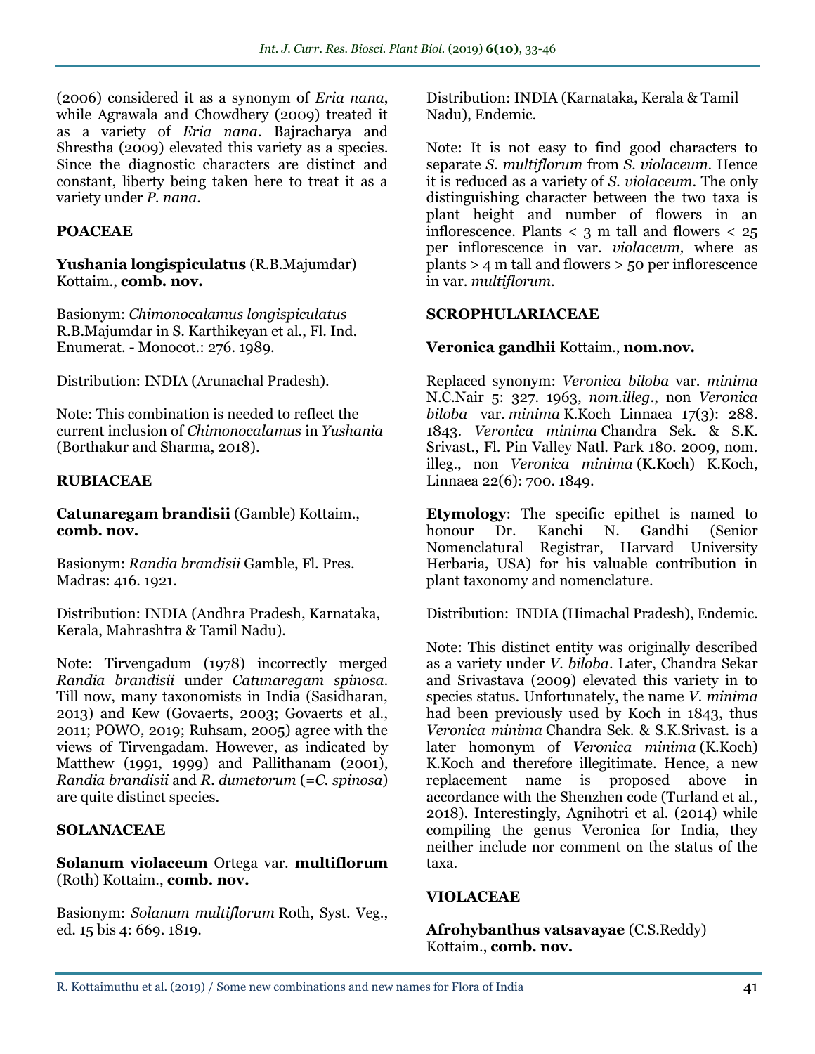(2006) considered it as a synonym of *Eria nana*, while Agrawala and Chowdhery (2009) treated it as a variety of *Eria nana*. Bajracharya and Shrestha (2009) elevated this variety as a species. Since the diagnostic characters are distinct and constant, liberty being taken here to treat it as a variety under *P. nana*.

**POACEAE**

**Yushania longispiculatus** (R.B.Majumdar) Kottaim., **comb. nov.**

Basionym: *Chimonocalamus longispiculatus* R.B.Majumdar in S. Karthikeyan et al., Fl. Ind. Enumerat. - Monocot.: 276. 1989.

Distribution: INDIA (Arunachal Pradesh).

Note: This combination is needed to reflect the current inclusion of *Chimonocalamus* in *Yushania* (Borthakur and Sharma, 2018).

**RUBIACEAE**

**Catunaregam brandisii** (Gamble) Kottaim., **comb. nov.**

Basionym: *Randia brandisii* Gamble, Fl. Pres. Madras: 416. 1921.

Distribution: INDIA (Andhra Pradesh, Karnataka, Kerala, Mahrashtra & Tamil Nadu).

Note: Tirvengadum (1978) incorrectly merged *Randia brandisii* under *Catunaregam spinosa*. Till now, many taxonomists in India (Sasidharan, 2013) and Kew (Govaerts, 2003; Govaerts et al., 2011; POWO, 2019; Ruhsam, 2005) agree with the views of Tirvengadam. However, as indicated by Matthew (1991, 1999) and Pallithanam (2001), *Randia brandisii* and *R. dumetorum* (=*C. spinosa*) are quite distinct species.

**SOLANACEAE**

**Solanum violaceum** Ortega var. **multiflorum** (Roth) Kottaim., **comb. nov.**

Basionym: *Solanum multiflorum* Roth, Syst. Veg., ed. 15 bis 4: 669. 1819.

Distribution: INDIA (Karnataka, Kerala & Tamil Nadu), Endemic.

Note: It is not easy to find good characters to separate *S. multiflorum* from *S. violaceum*. Hence it is reduced as a variety of *S. violaceum*. The only distinguishing character between the two taxa is plant height and number of flowers in an inflorescence. Plants < 3 m tall and flowers < 25 per inflorescence in var. *violaceum,* where as plants > 4 m tall and flowers > 50 per inflorescence in var. *multiflorum*.

**SCROPHULARIACEAE**

**Veronica gandhii** Kottaim., **nom.nov.**

Replaced synonym: *Veronica biloba* var. *minima* N.C.Nair 5: 327. 1963, *nom.illeg*., non *Veronica biloba* var. *minima* K.Koch Linnaea 17(3): 288. 1843. *Veronica minima* Chandra Sek. & S.K. Srivast., Fl. Pin Valley Natl. Park 180. 2009, nom. illeg., non *Veronica minima* (K.Koch) K.Koch, Linnaea 22(6): 700. 1849.

**Etymology**: The specific epithet is named to honour Dr. Kanchi N. Gandhi (Senior Nomenclatural Registrar, Harvard University Herbaria, USA) for his valuable contribution in plant taxonomy and nomenclature.

Distribution: INDIA (Himachal Pradesh), Endemic.

Note: This distinct entity was originally described as a variety under *V. biloba*. Later, Chandra Sekar and Srivastava (2009) elevated this variety in to species status. Unfortunately, the name *V. minima* had been previously used by Koch in 1843, thus *Veronica minima* Chandra Sek. & S.K.Srivast. is a later homonym of *Veronica minima* (K.Koch) K.Koch and therefore illegitimate. Hence, a new replacement name is proposed above in accordance with the Shenzhen code (Turland et al., 2018). Interestingly, Agnihotri et al. (2014) while compiling the genus Veronica for India, they neither include nor comment on the status of the taxa.

**VIOLACEAE**

**Afrohybanthus vatsavayae** (C.S.Reddy) Kottaim., **comb. nov.**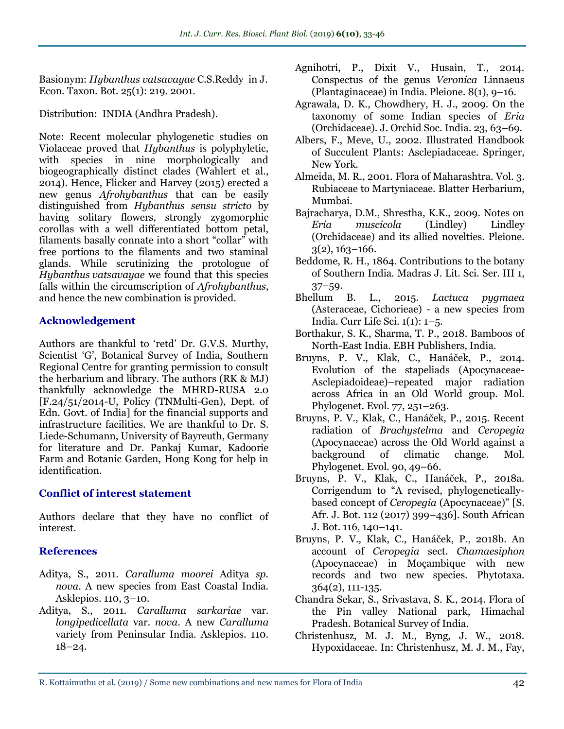Basionym: *Hybanthus vatsavayae* C.S.Reddy in J. Econ. Taxon. Bot. 25(1): 219. 2001.

Distribution: INDIA (Andhra Pradesh).

Note: Recent molecular phylogenetic studies on Violaceae proved that *Hybanthus* is polyphyletic, with species in nine morphologically and biogeographically distinct clades (Wahlert et al., 2014). Hence, Flicker and Harvey (2015) erected a new genus *Afrohybanthus* that can be easily distinguished from *Hybanthus sensu stricto* by having solitary flowers, strongly zygomorphic corollas with a well differentiated bottom petal, filaments basally connate into a short "collar" with free portions to the filaments and two staminal glands. While scrutinizing the protologue of *Hybanthus vatsavayae* we found that this species falls within the circumscription of *Afrohybanthus*, and hence the new combination is provided.

## Acknowledgement

Authors are thankful to 'retd' Dr. G.V.S. Murthy, Scientist 'G', Botanical Survey of India, Southern Regional Centre for granting permission to consult the herbarium and library. The authors (RK & MJ) thankfully acknowledge the MHRD-RUSA 2.0 [F.24/51/2014-U, Policy (TNMulti-Gen), Dept. of Edn. Govt. of India] for the financial supports and infrastructure facilities. We are thankful to Dr. S. Liede-Schumann, University of Bayreuth, Germany for literature and Dr. Pankaj Kumar, Kadoorie Farm and Botanic Garden, Hong Kong for help in identification.

## Conflict of interest statement

Authors declare that they have no conflict of interest.

## References

Aditya, S., 2011. *Caralluma moorei* Aditya *sp. nova*. A new species from East Coastal India. Asklepios. 110, 3–10.

Aditya, S., 2011. *Caralluma sarkariae* var. *longipedicellata* var. *nova*. A new *Caralluma* variety from Peninsular India. Asklepios. 110. 18–24.

Agnihotri, P., Dixit V., Husain, T., 2014. Conspectus of the genus *Veronica* Linnaeus (Plantaginaceae) in India. Pleione. 8(1), 9–16.

Agrawala, D. K., Chowdhery, H. J., 2009. On the taxonomy of some Indian species of *Eria* (Orchidaceae). J. Orchid Soc. India. 23, 63–69.

Albers, F., Meve, U., 2002. Illustrated Handbook of Succulent Plants: Asclepiadaceae. Springer, New York.

Almeida, M. R., 2001. Flora of Maharashtra. Vol. 3. Rubiaceae to Martyniaceae. Blatter Herbarium, Mumbai.

Bajracharya, D.M., Shrestha, K.K., 2009. Notes on *Eria muscicola* (Lindley) Lindley (Orchidaceae) and its allied novelties. Pleione. 3(2), 163–166.

Beddome, R. H., 1864. Contributions to the botany of Southern India. Madras J. Lit. Sci. Ser. III 1, 37–59.

Bhellum B. L., 2015. *Lactuca pygmaea* (Asteraceae, Cichorieae) - a new species from India. Curr Life Sci. 1(1): 1–5.

Borthakur, S. K., Sharma, T. P., 2018. Bamboos of North-East India. EBH Publishers, India.

Bruyns, P. V., Klak, C., Hanáček, P., 2014. Evolution of the stapeliads (Apocynaceae-Asclepiadoideae)–repeated major radiation across Africa in an Old World group. Mol. Phylogenet. Evol. 77, 251–263.

Bruyns, P. V., Klak, C., Hanáček, P., 2015. Recent radiation of *Brachystelma* and *Ceropegia* (Apocynaceae) across the Old World against a background of climatic change. Mol. Phylogenet. Evol. 90, 49–66.

Bruyns, P. V., Klak, C., Hanáček, P., 2018a. Corrigendum to "A revised, phylogenetically-based concept of *Ceropegia* (Apocynaceae)" [S. Afr. J. Bot. 112 (2017) 399–436]. South African J. Bot. 116, 140–141.

Bruyns, P. V., Klak, C., Hanáček, P., 2018b. An account of *Ceropegia* sect. *Chamaesiphon* (Apocynaceae) in Moçambique with new records and two new species. Phytotaxa. 364(2), 111-135.

Chandra Sekar, S., Srivastava, S. K., 2014. Flora of the Pin valley National park, Himachal Pradesh. Botanical Survey of India.

Christenhusz, M. J. M., Byng, J. W., 2018. Hypoxidaceae. In: Christenhusz, M. J. M., Fay,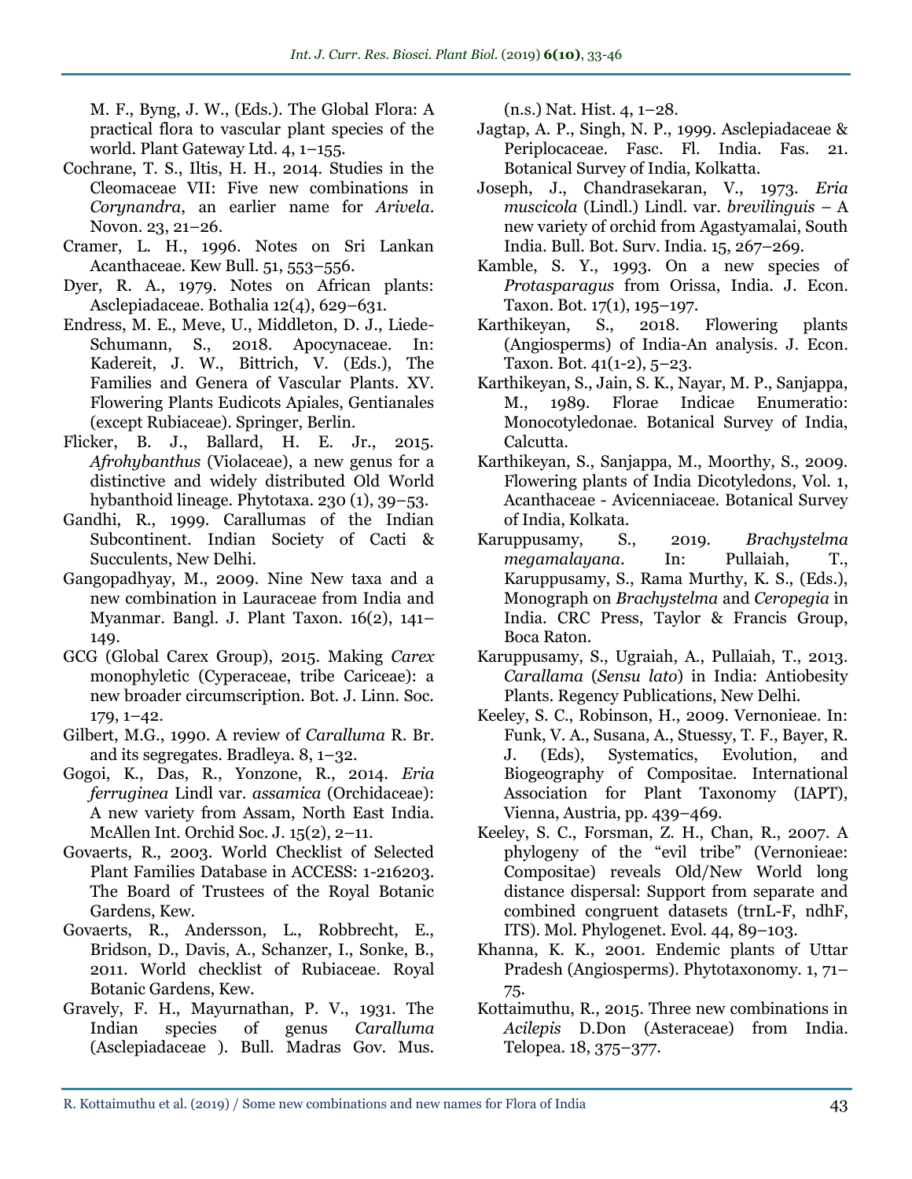M. F., Byng, J. W., (Eds.). The Global Flora: A practical flora to vascular plant species of the world. Plant Gateway Ltd. 4, 1–155.

Cochrane, T. S., Iltis, H. H., 2014. Studies in the Cleomaceae VII: Five new combinations in *Corynandra*, an earlier name for *Arivela*. Novon. 23, 21–26.

Cramer, L. H., 1996. Notes on Sri Lankan Acanthaceae. Kew Bull. 51, 553–556.

Dyer, R. A., 1979. Notes on African plants: Asclepiadaceae. Bothalia 12(4), 629–631.

Endress, M. E., Meve, U., Middleton, D. J., Liede-Schumann, S., 2018. Apocynaceae. In: Kadereit, J. W., Bittrich, V. (Eds.), The Families and Genera of Vascular Plants. XV. Flowering Plants Eudicots Apiales, Gentianales (except Rubiaceae). Springer, Berlin.

Flicker, B. J., Ballard, H. E. Jr., 2015. *Afrohybanthus* (Violaceae), a new genus for a distinctive and widely distributed Old World hybanthoid lineage. Phytotaxa. 230 (1), 39–53.

Gandhi, R., 1999. Carallumas of the Indian Subcontinent. Indian Society of Cacti & Succulents, New Delhi.

Gangopadhyay, M., 2009. Nine New taxa and a new combination in Lauraceae from India and Myanmar. Bangl. J. Plant Taxon. 16(2), 141–149.

GCG (Global Carex Group), 2015. Making *Carex* monophyletic (Cyperaceae, tribe Cariceae): a new broader circumscription. Bot. J. Linn. Soc. 179, 1–42.

Gilbert, M.G., 1990. A review of *Caralluma* R. Br. and its segregates. Bradleya. 8, 1–32.

Gogoi, K., Das, R., Yonzone, R., 2014. *Eria ferruginea* Lindl var. *assamica* (Orchidaceae): A new variety from Assam, North East India. McAllen Int. Orchid Soc. J. 15(2), 2–11.

Govaerts, R., 2003. World Checklist of Selected Plant Families Database in ACCESS: 1-216203. The Board of Trustees of the Royal Botanic Gardens, Kew.

Govaerts, R., Andersson, L., Robbrecht, E., Bridson, D., Davis, A., Schanzer, I., Sonke, B., 2011. World checklist of Rubiaceae. Royal Botanic Gardens, Kew.

Gravely, F. H., Mayurnathan, P. V., 1931. The Indian species of genus *Caralluma* (Asclepiadaceae ). Bull. Madras Gov. Mus. (n.s.) Nat. Hist. 4, 1–28.

Jagtap, A. P., Singh, N. P., 1999. Asclepiadaceae & Periplocaceae. Fasc. Fl. India. Fas. 21. Botanical Survey of India, Kolkatta.

Joseph, J., Chandrasekaran, V., 1973. *Eria muscicola* (Lindl.) Lindl. var. *brevilinguis* – A new variety of orchid from Agastyamalai, South India. Bull. Bot. Surv. India. 15, 267–269.

Kamble, S. Y., 1993. On a new species of *Protasparagus* from Orissa, India. J. Econ. Taxon. Bot. 17(1), 195–197.

Karthikeyan, S., 2018. Flowering plants (Angiosperms) of India-An analysis. J. Econ. Taxon. Bot. 41(1-2), 5–23.

Karthikeyan, S., Jain, S. K., Nayar, M. P., Sanjappa, M., 1989. Florae Indicae Enumeratio: Monocotyledonae. Botanical Survey of India, Calcutta.

Karthikeyan, S., Sanjappa, M., Moorthy, S., 2009. Flowering plants of India Dicotyledons, Vol. 1, Acanthaceae - Avicenniaceae. Botanical Survey of India, Kolkata.

Karuppusamy, S., 2019. *Brachystelma megamalayana*. In: Pullaiah, T., Karuppusamy, S., Rama Murthy, K. S., (Eds.), Monograph on *Brachystelma* and *Ceropegia* in India. CRC Press, Taylor & Francis Group, Boca Raton.

Karuppusamy, S., Ugraiah, A., Pullaiah, T., 2013. *Carallama* (*Sensu lato*) in India: Antiobesity Plants. Regency Publications, New Delhi.

Keeley, S. C., Robinson, H., 2009. Vernonieae. In: Funk, V. A., Susana, A., Stuessy, T. F., Bayer, R. J. (Eds), Systematics, Evolution, and Biogeography of Compositae. International Association for Plant Taxonomy (IAPT), Vienna, Austria, pp. 439–469.

Keeley, S. C., Forsman, Z. H., Chan, R., 2007. A phylogeny of the "evil tribe" (Vernonieae: Compositae) reveals Old/New World long distance dispersal: Support from separate and combined congruent datasets (trnL-F, ndhF, ITS). Mol. Phylogenet. Evol. 44, 89–103.

Khanna, K. K., 2001. Endemic plants of Uttar Pradesh (Angiosperms). Phytotaxonomy. 1, 71–75.

Kottaimuthu, R., 2015. Three new combinations in *Acilepis* D.Don (Asteraceae) from India. Telopea. 18, 375–377.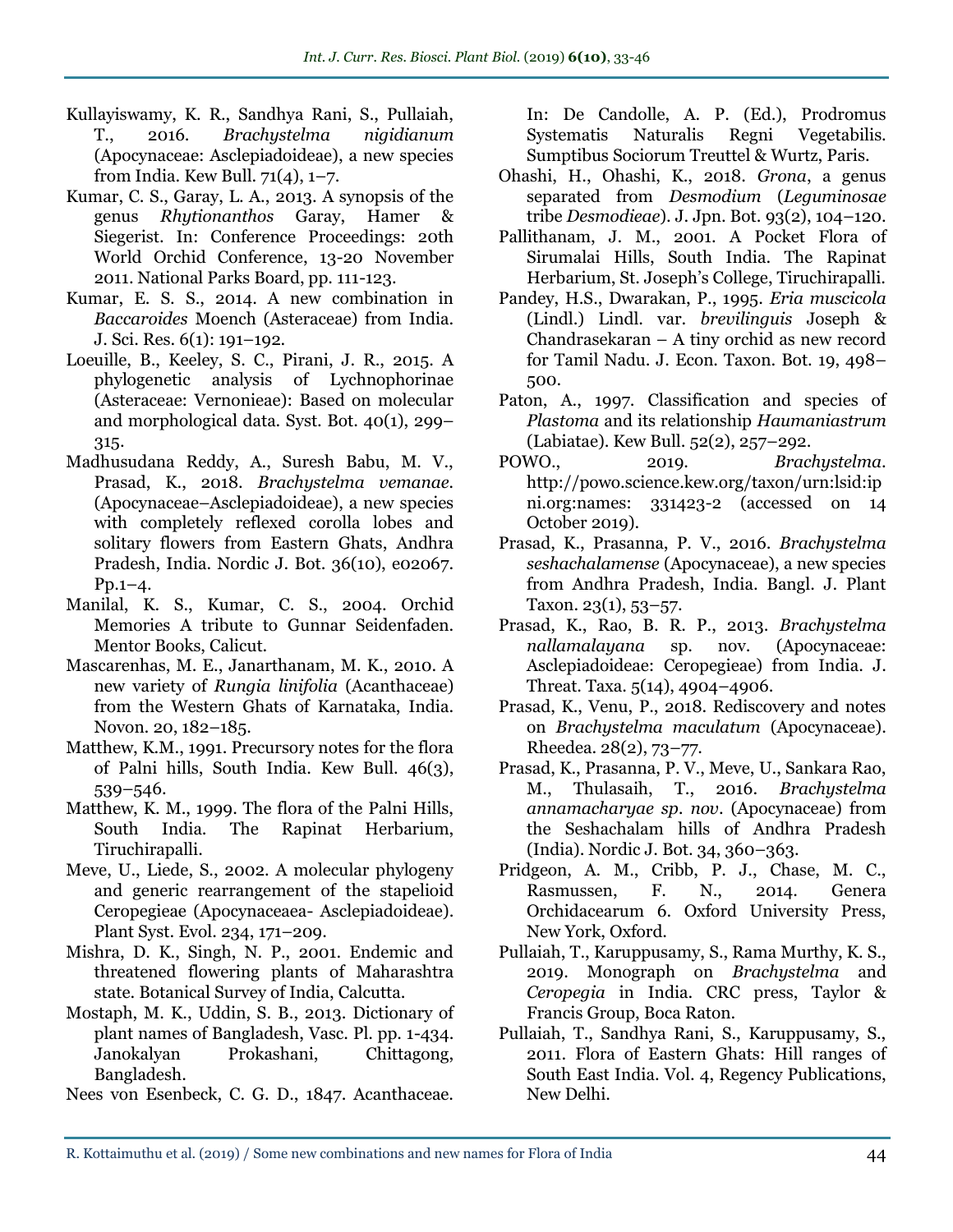Kullayiswamy, K. R., Sandhya Rani, S., Pullaiah, T., 2016. *Brachystelma nigidianum* (Apocynaceae: Asclepiadoideae), a new species from India. Kew Bull. 71(4), 1–7.

Kumar, C. S., Garay, L. A., 2013. A synopsis of the genus *Rhytionanthos* Garay, Hamer & Siegerist. In: Conference Proceedings: 20th World Orchid Conference, 13-20 November 2011. National Parks Board, pp. 111-123.

Kumar, E. S. S., 2014. A new combination in *Baccaroides* Moench (Asteraceae) from India. J. Sci. Res. 6(1): 191–192.

Loeuille, B., Keeley, S. C., Pirani, J. R., 2015. A phylogenetic analysis of Lychnophorinae (Asteraceae: Vernonieae): Based on molecular and morphological data. Syst. Bot. 40(1), 299–315.

Madhusudana Reddy, A., Suresh Babu, M. V., Prasad, K., 2018. *Brachystelma vemanae*. (Apocynaceae–Asclepiadoideae), a new species with completely reflexed corolla lobes and solitary flowers from Eastern Ghats, Andhra Pradesh, India. Nordic J. Bot. 36(10), e02067. Pp.1–4.

Manilal, K. S., Kumar, C. S., 2004. Orchid Memories A tribute to Gunnar Seidenfaden. Mentor Books, Calicut.

Mascarenhas, M. E., Janarthanam, M. K., 2010. A new variety of *Rungia linifolia* (Acanthaceae) from the Western Ghats of Karnataka, India. Novon. 20, 182–185.

Matthew, K.M., 1991. Precursory notes for the flora of Palni hills, South India. Kew Bull. 46(3), 539–546.

Matthew, K. M., 1999. The flora of the Palni Hills, South India. The Rapinat Herbarium, Tiruchirapalli.

Meve, U., Liede, S., 2002. A molecular phylogeny and generic rearrangement of the stapelioid Ceropegieae (Apocynaceaea- Asclepiadoideae). Plant Syst. Evol. 234, 171–209.

Mishra, D. K., Singh, N. P., 2001. Endemic and threatened flowering plants of Maharashtra state. Botanical Survey of India, Calcutta.

Mostaph, M. K., Uddin, S. B., 2013. Dictionary of plant names of Bangladesh, Vasc. Pl. pp. 1-434. Janokalyan Prokashani, Chittagong, Bangladesh.

Nees von Esenbeck, C. G. D., 1847. Acanthaceae. In: De Candolle, A. P. (Ed.), Prodromus Systematis Naturalis Regni Vegetabilis. Sumptibus Sociorum Treuttel & Wurtz, Paris.

Ohashi, H., Ohashi, K., 2018. *Grona*, a genus separated from *Desmodium* (*Leguminosae* tribe *Desmodieae*). J. Jpn. Bot. 93(2), 104–120.

Pallithanam, J. M., 2001. A Pocket Flora of Sirumalai Hills, South India. The Rapinat Herbarium, St. Joseph's College, Tiruchirapalli.

Pandey, H.S., Dwarakan, P., 1995. *Eria muscicola* (Lindl.) Lindl. var. *brevilinguis* Joseph & Chandrasekaran – A tiny orchid as new record for Tamil Nadu. J. Econ. Taxon. Bot. 19, 498–500.

Paton, A., 1997. Classification and species of *Plastoma* and its relationship *Haumaniastrum* (Labiatae). Kew Bull. 52(2), 257–292.

POWO., 2019. *Brachystelma*. http://powo.science.kew.org/taxon/urn:lsid:ipni.org:names: 331423-2 (accessed on 14 October 2019).

Prasad, K., Prasanna, P. V., 2016. *Brachystelma seshachalamense* (Apocynaceae), a new species from Andhra Pradesh, India. Bangl. J. Plant Taxon. 23(1), 53–57.

Prasad, K., Rao, B. R. P., 2013. *Brachystelma nallamalayana* sp. nov. (Apocynaceae: Asclepiadoideae: Ceropegieae) from India. J. Threat. Taxa. 5(14), 4904–4906.

Prasad, K., Venu, P., 2018. Rediscovery and notes on *Brachystelma maculatum* (Apocynaceae). Rheedea. 28(2), 73–77.

Prasad, K., Prasanna, P. V., Meve, U., Sankara Rao, M., Thulasaih, T., 2016. *Brachystelma annamacharyae sp. nov*. (Apocynaceae) from the Seshachalam hills of Andhra Pradesh (India). Nordic J. Bot. 34, 360–363.

Pridgeon, A. M., Cribb, P. J., Chase, M. C., Rasmussen, F. N., 2014. Genera Orchidacearum 6. Oxford University Press, New York, Oxford.

Pullaiah, T., Karuppusamy, S., Rama Murthy, K. S., 2019. Monograph on *Brachystelma* and *Ceropegia* in India. CRC press, Taylor & Francis Group, Boca Raton.

Pullaiah, T., Sandhya Rani, S., Karuppusamy, S., 2011. Flora of Eastern Ghats: Hill ranges of South East India. Vol. 4, Regency Publications, New Delhi.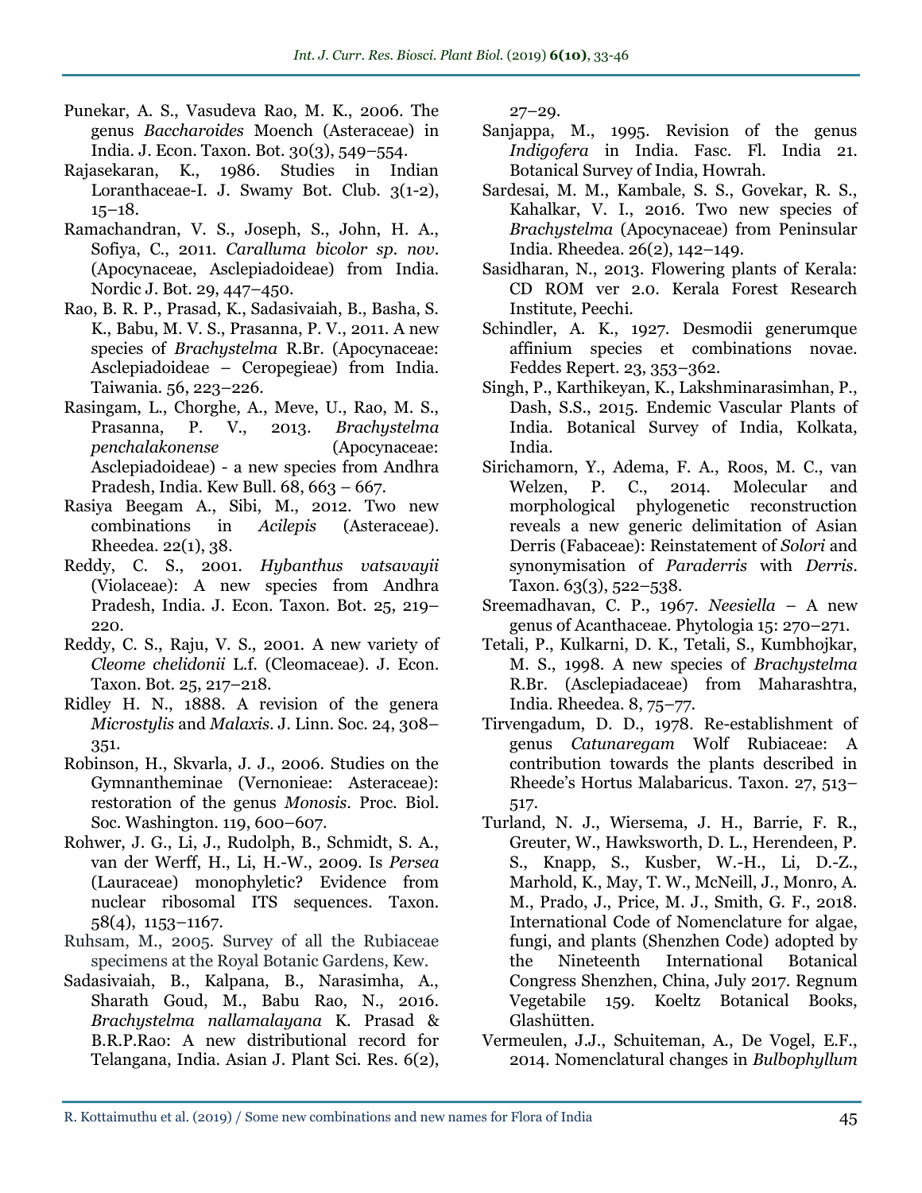Punekar, A. S., Vasudeva Rao, M. K., 2006. The genus *Baccharoides* Moench (Asteraceae) in India. J. Econ. Taxon. Bot. 30(3), 549–554.

Rajasekaran, K., 1986. Studies in Indian Loranthaceae-I. J. Swamy Bot. Club. 3(1-2), 15–18.

Ramachandran, V. S., Joseph, S., John, H. A., Sofiya, C., 2011. *Caralluma bicolor sp. nov.* (Apocynaceae, Asclepiadoideae) from India. Nordic J. Bot. 29, 447–450.

Rao, B. R. P., Prasad, K., Sadasivaiah, B., Basha, S. K., Babu, M. V. S., Prasanna, P. V., 2011. A new species of *Brachystelma* R.Br. (Apocynaceae: Asclepiadoideae – Ceropegieae) from India. Taiwania. 56, 223–226.

Rasingam, L., Chorghe, A., Meve, U., Rao, M. S., Prasanna, P. V., 2013. *Brachystelma penchalakonense* (Apocynaceae: Asclepiadoideae) - a new species from Andhra Pradesh, India. Kew Bull. 68, 663 – 667.

Rasiya Beegam A., Sibi, M., 2012. Two new combinations in *Acilepis* (Asteraceae). Rheedea. 22(1), 38.

Reddy, C. S., 2001. *Hybanthus vatsavayii* (Violaceae): A new species from Andhra Pradesh, India. J. Econ. Taxon. Bot. 25, 219–220.

Reddy, C. S., Raju, V. S., 2001. A new variety of *Cleome chelidonii* L.f. (Cleomaceae). J. Econ. Taxon. Bot. 25, 217–218.

Ridley H. N., 1888. A revision of the genera *Microstylis* and *Malaxis*. J. Linn. Soc. 24, 308–351.

Robinson, H., Skvarla, J. J., 2006. Studies on the Gymnantheminae (Vernonieae: Asteraceae): restoration of the genus *Monosis*. Proc. Biol. Soc. Washington. 119, 600–607.

Rohwer, J. G., Li, J., Rudolph, B., Schmidt, S. A., van der Werff, H., Li, H.-W., 2009. Is *Persea* (Lauraceae) monophyletic? Evidence from nuclear ribosomal ITS sequences. Taxon. 58(4), 1153–1167.

Ruhsam, M., 2005. Survey of all the Rubiaceae specimens at the Royal Botanic Gardens, Kew.

Sadasivaiah, B., Kalpana, B., Narasimha, A., Sharath Goud, M., Babu Rao, N., 2016. *Brachystelma nallamalayana* K. Prasad & B.R.P.Rao: A new distributional record for Telangana, India. Asian J. Plant Sci. Res. 6(2), 27–29.

Sanjappa, M., 1995. Revision of the genus *Indigofera* in India. Fasc. Fl. India 21. Botanical Survey of India, Howrah.

Sardesai, M. M., Kambale, S. S., Govekar, R. S., Kahalkar, V. I., 2016. Two new species of *Brachystelma* (Apocynaceae) from Peninsular India. Rheedea. 26(2), 142–149.

Sasidharan, N., 2013. Flowering plants of Kerala: CD ROM ver 2.0. Kerala Forest Research Institute, Peechi.

Schindler, A. K., 1927. Desmodii generumque affinium species et combinations novae. Feddes Repert. 23, 353–362.

Singh, P., Karthikeyan, K., Lakshminarasimhan, P., Dash, S.S., 2015. Endemic Vascular Plants of India. Botanical Survey of India, Kolkata, India.

Sirichamorn, Y., Adema, F. A., Roos, M. C., van Welzen, P. C., 2014. Molecular and morphological phylogenetic reconstruction reveals a new generic delimitation of Asian Derris (Fabaceae): Reinstatement of *Solori* and synonymisation of *Paraderris* with *Derris*. Taxon. 63(3), 522–538.

Sreemadhavan, C. P., 1967. *Neesiella* – A new genus of Acanthaceae. Phytologia 15: 270–271.

Tetali, P., Kulkarni, D. K., Tetali, S., Kumbhojkar, M. S., 1998. A new species of *Brachystelma* R.Br. (Asclepiadaceae) from Maharashtra, India. Rheedea. 8, 75–77.

Tirvengadum, D. D., 1978. Re-establishment of genus *Catunaregam* Wolf Rubiaceae: A contribution towards the plants described in Rheede's Hortus Malabaricus. Taxon. 27, 513–517.

Turland, N. J., Wiersema, J. H., Barrie, F. R., Greuter, W., Hawksworth, D. L., Herendeen, P. S., Knapp, S., Kusber, W.-H., Li, D.-Z., Marhold, K., May, T. W., McNeill, J., Monro, A. M., Prado, J., Price, M. J., Smith, G. F., 2018. International Code of Nomenclature for algae, fungi, and plants (Shenzhen Code) adopted by the Nineteenth International Botanical Congress Shenzhen, China, July 2017. Regnum Vegetabile 159. Koeltz Botanical Books, Glashütten.

Vermeulen, J.J., Schuiteman, A., De Vogel, E.F., 2014. Nomenclatural changes in *Bulbophyllum*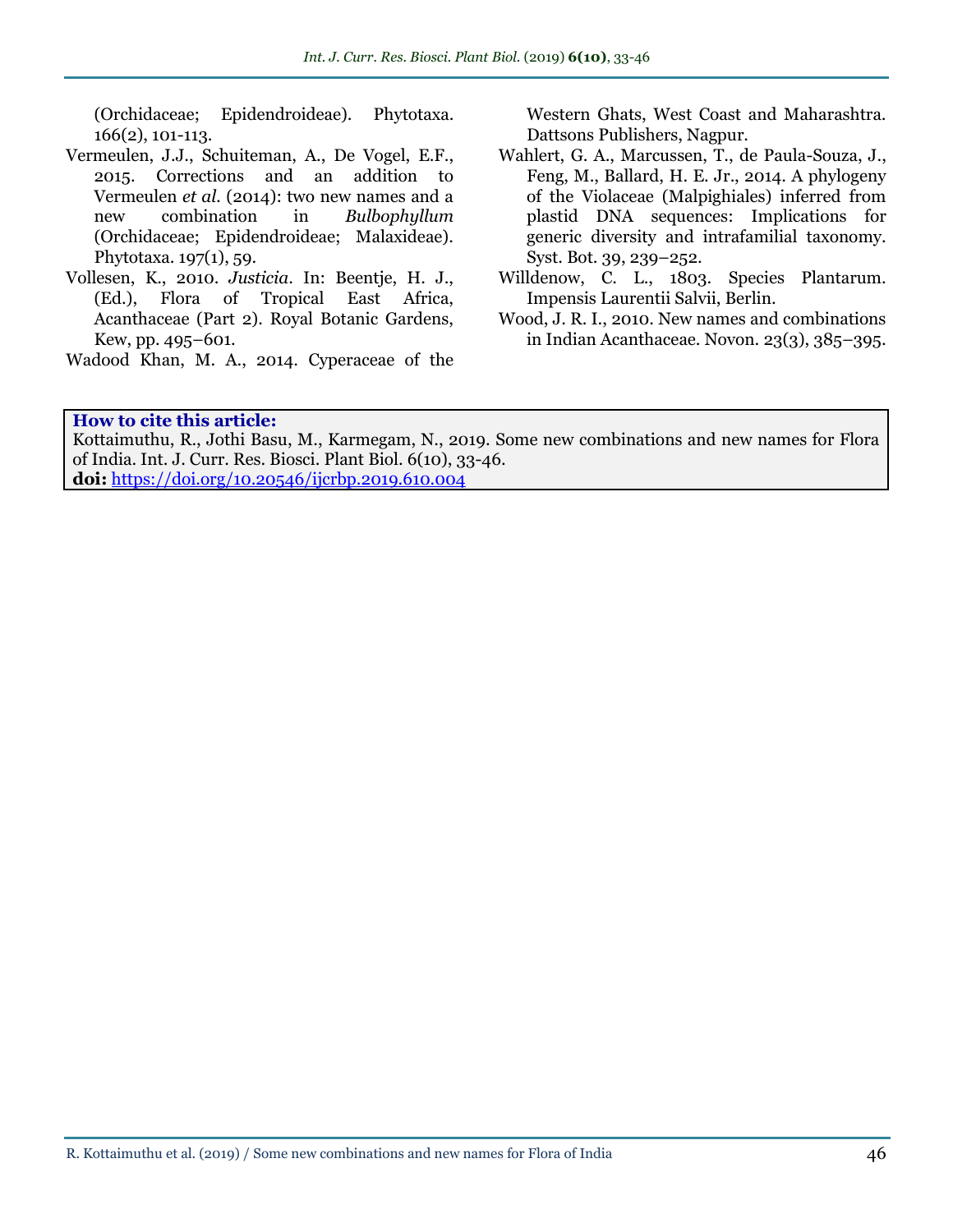(Orchidaceae; Epidendroideae). Phytotaxa. 166(2), 101-113.

Vermeulen, J.J., Schuiteman, A., De Vogel, E.F., 2015. Corrections and an addition to Vermeulen *et al.* (2014): two new names and a new combination in *Bulbophyllum* (Orchidaceae; Epidendroideae; Malaxideae). Phytotaxa. 197(1), 59.

Vollesen, K., 2010. *Justicia*. In: Beentje, H. J., (Ed.), Flora of Tropical East Africa, Acanthaceae (Part 2). Royal Botanic Gardens, Kew, pp. 495–601.

Wadood Khan, M. A., 2014. Cyperaceae of the Western Ghats, West Coast and Maharashtra. Dattsons Publishers, Nagpur.

Wahlert, G. A., Marcussen, T., de Paula-Souza, J., Feng, M., Ballard, H. E. Jr., 2014. A phylogeny of the Violaceae (Malpighiales) inferred from plastid DNA sequences: Implications for generic diversity and intrafamilial taxonomy. Syst. Bot. 39, 239–252.

Willdenow, C. L., 1803. Species Plantarum. Impensis Laurentii Salvii, Berlin.

Wood, J. R. I., 2010. New names and combinations in Indian Acanthaceae. Novon. 23(3), 385–395.

**How to cite this article:**
Kottaimuthu, R., Jothi Basu, M., Karmegam, N., 2019. Some new combinations and new names for Flora of India. Int. J. Curr. Res. Biosci. Plant Biol. 6(10), 33-46.
**doi:** https://doi.org/10.20546/ijcrbp.2019.610.004